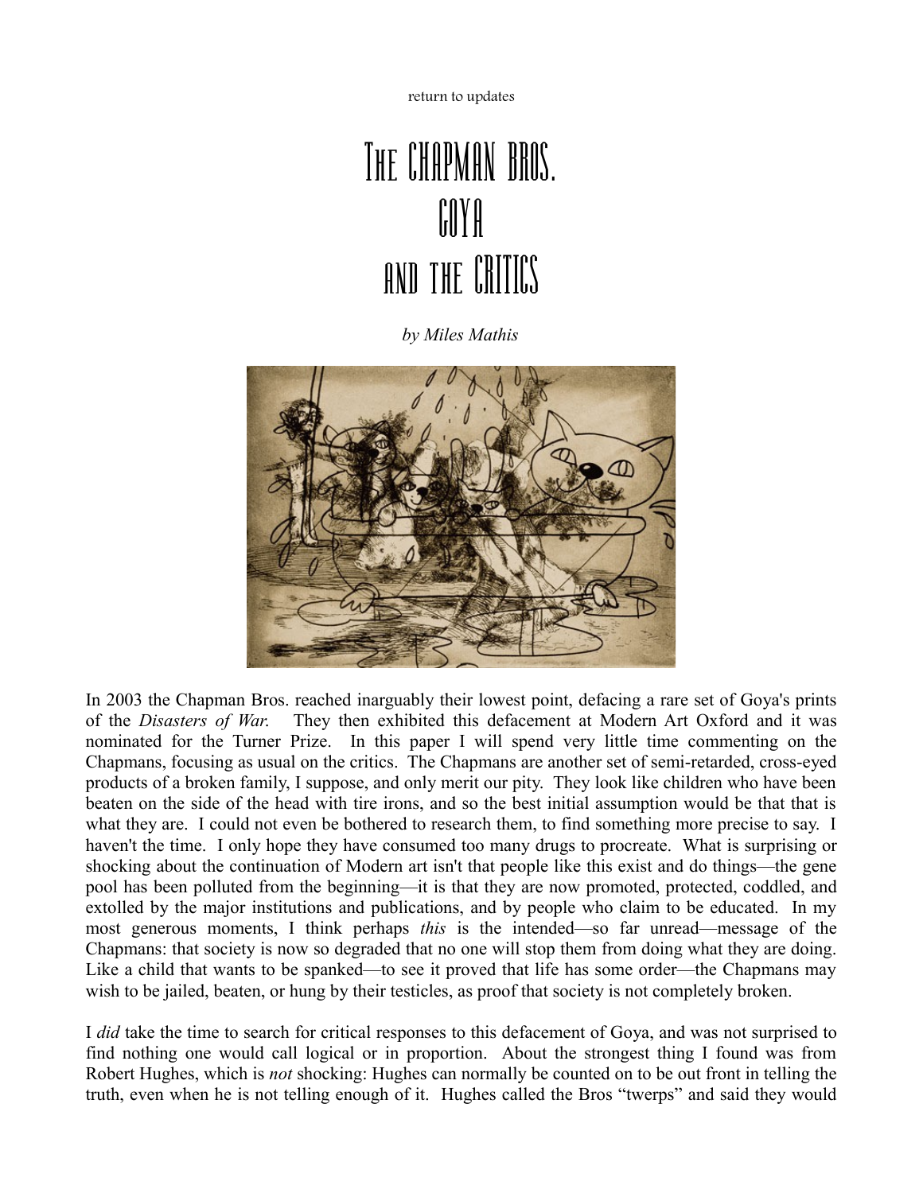return to updates

# The CHAPMAN BROS. GOYA AND THE CRITICS

*by Miles Mathis*

In 2003 the Chapman Bros. reached inarguably their lowest point, defacing a rare set of Goya's prints of the *Disasters of War.* They then exhibited this defacement at Modern Art Oxford and it was nominated for the Turner Prize. In this paper I will spend very little time commenting on the Chapmans, focusing as usual on the critics. The Chapmans are another set of semi-retarded, cross-eyed products of a broken family, I suppose, and only merit our pity. They look like children who have been beaten on the side of the head with tire irons, and so the best initial assumption would be that that is what they are. I could not even be bothered to research them, to find something more precise to say. I haven't the time. I only hope they have consumed too many drugs to procreate. What is surprising or shocking about the continuation of Modern art isn't that people like this exist and do things—the gene pool has been polluted from the beginning—it is that they are now promoted, protected, coddled, and extolled by the major institutions and publications, and by people who claim to be educated. In my most generous moments, I think perhaps *this* is the intended—so far unread—message of the Chapmans: that society is now so degraded that no one will stop them from doing what they are doing. Like a child that wants to be spanked—to see it proved that life has some order—the Chapmans may wish to be jailed, beaten, or hung by their testicles, as proof that society is not completely broken.

I *did* take the time to search for critical responses to this defacement of Goya, and was not surprised to find nothing one would call logical or in proportion. About the strongest thing I found was from Robert Hughes, which is *not* shocking: Hughes can normally be counted on to be out front in telling the truth, even when he is not telling enough of it. Hughes called the Bros "twerps" and said they would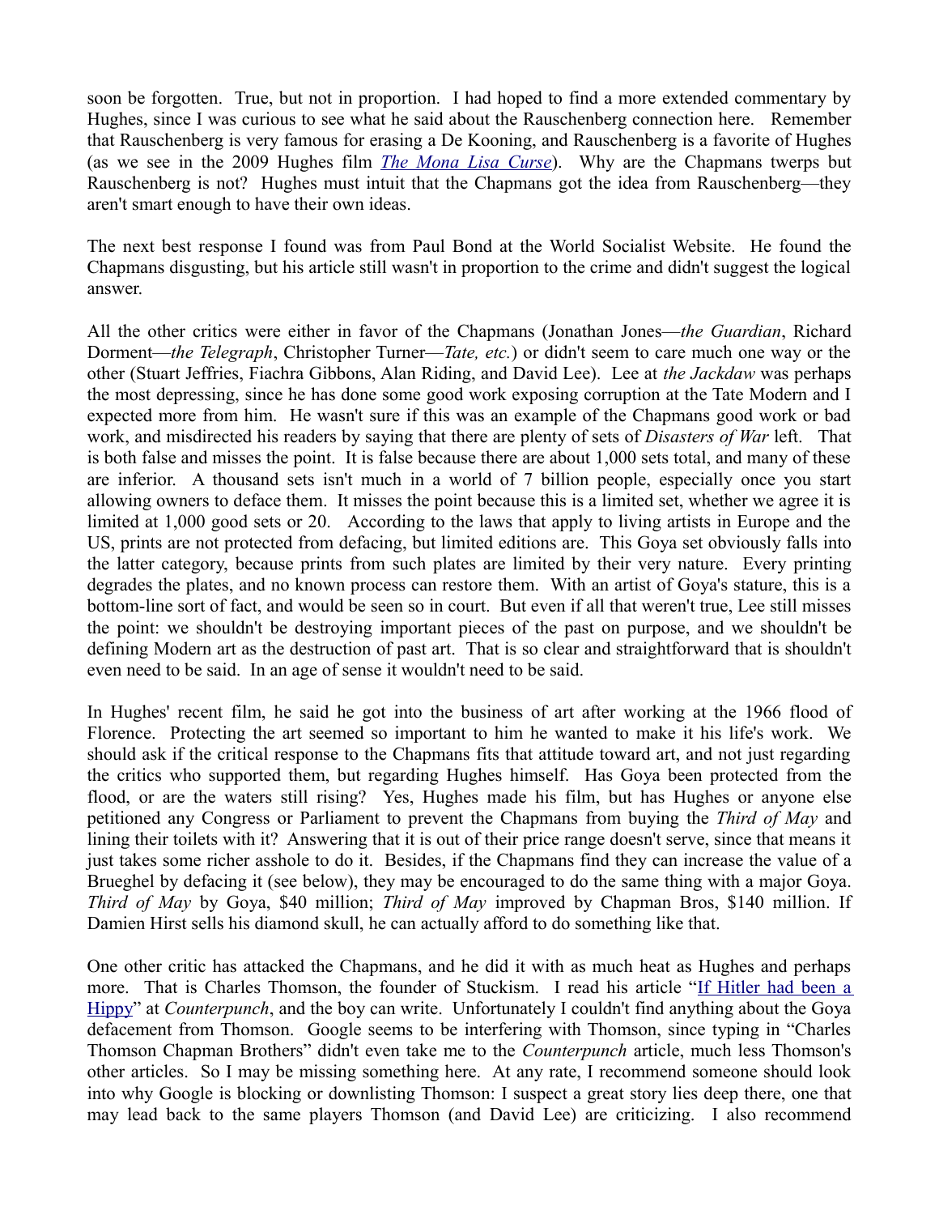soon be forgotten. True, but not in proportion. I had hoped to find a more extended commentary by Hughes, since I was curious to see what he said about the Rauschenberg connection here. Remember that Rauschenberg is very famous for erasing a De Kooning, and Rauschenberg is a favorite of Hughes (as we see in the 2009 Hughes film *[The Mona Lisa Curse](The Mona Lisa Curse)*). Why are the Chapmans twerps but Rauschenberg is not? Hughes must intuit that the Chapmans got the idea from Rauschenberg—they aren't smart enough to have their own ideas.

The next best response I found was from Paul Bond at the World Socialist Website. He found the Chapmans disgusting, but his article still wasn't in proportion to the crime and didn't suggest the logical answer.

All the other critics were either in favor of the Chapmans (Jonathan Jones—*the Guardian*, Richard Dorment—*the Telegraph*, Christopher Turner—*Tate, etc.*) or didn't seem to care much one way or the other (Stuart Jeffries, Fiachra Gibbons, Alan Riding, and David Lee). Lee at *the Jackdaw* was perhaps the most depressing, since he has done some good work exposing corruption at the Tate Modern and I expected more from him. He wasn't sure if this was an example of the Chapmans good work or bad work, and misdirected his readers by saying that there are plenty of sets of *Disasters of War* left. That is both false and misses the point. It is false because there are about 1,000 sets total, and many of these are inferior. A thousand sets isn't much in a world of 7 billion people, especially once you start allowing owners to deface them. It misses the point because this is a limited set, whether we agree it is limited at 1,000 good sets or 20. According to the laws that apply to living artists in Europe and the US, prints are not protected from defacing, but limited editions are. This Goya set obviously falls into the latter category, because prints from such plates are limited by their very nature. Every printing degrades the plates, and no known process can restore them. With an artist of Goya's stature, this is a bottom-line sort of fact, and would be seen so in court. But even if all that weren't true, Lee still misses the point: we shouldn't be destroying important pieces of the past on purpose, and we shouldn't be defining Modern art as the destruction of past art. That is so clear and straightforward that is shouldn't even need to be said. In an age of sense it wouldn't need to be said.

In Hughes' recent film, he said he got into the business of art after working at the 1966 flood of Florence. Protecting the art seemed so important to him he wanted to make it his life's work. We should ask if the critical response to the Chapmans fits that attitude toward art, and not just regarding the critics who supported them, but regarding Hughes himself. Has Goya been protected from the flood, or are the waters still rising? Yes, Hughes made his film, but has Hughes or anyone else petitioned any Congress or Parliament to prevent the Chapmans from buying the *Third of May* and lining their toilets with it? Answering that it is out of their price range doesn't serve, since that means it just takes some richer asshole to do it. Besides, if the Chapmans find they can increase the value of a Brueghel by defacing it (see below), they may be encouraged to do the same thing with a major Goya. *Third of May* by Goya, $40 million; *Third of May* improved by Chapman Bros, $140 million. If Damien Hirst sells his diamond skull, he can actually afford to do something like that.

One other critic has attacked the Chapmans, and he did it with as much heat as Hughes and perhaps more. That is Charles Thomson, the founder of Stuckism. I read his article "If Hitler had been a Hippy" at *Counterpunch*, and the boy can write. Unfortunately I couldn't find anything about the Goya defacement from Thomson. Google seems to be interfering with Thomson, since typing in "Charles Thomson Chapman Brothers" didn't even take me to the *Counterpunch* article, much less Thomson's other articles. So I may be missing something here. At any rate, I recommend someone should look into why Google is blocking or downlisting Thomson: I suspect a great story lies deep there, one that may lead back to the same players Thomson (and David Lee) are criticizing. I also recommend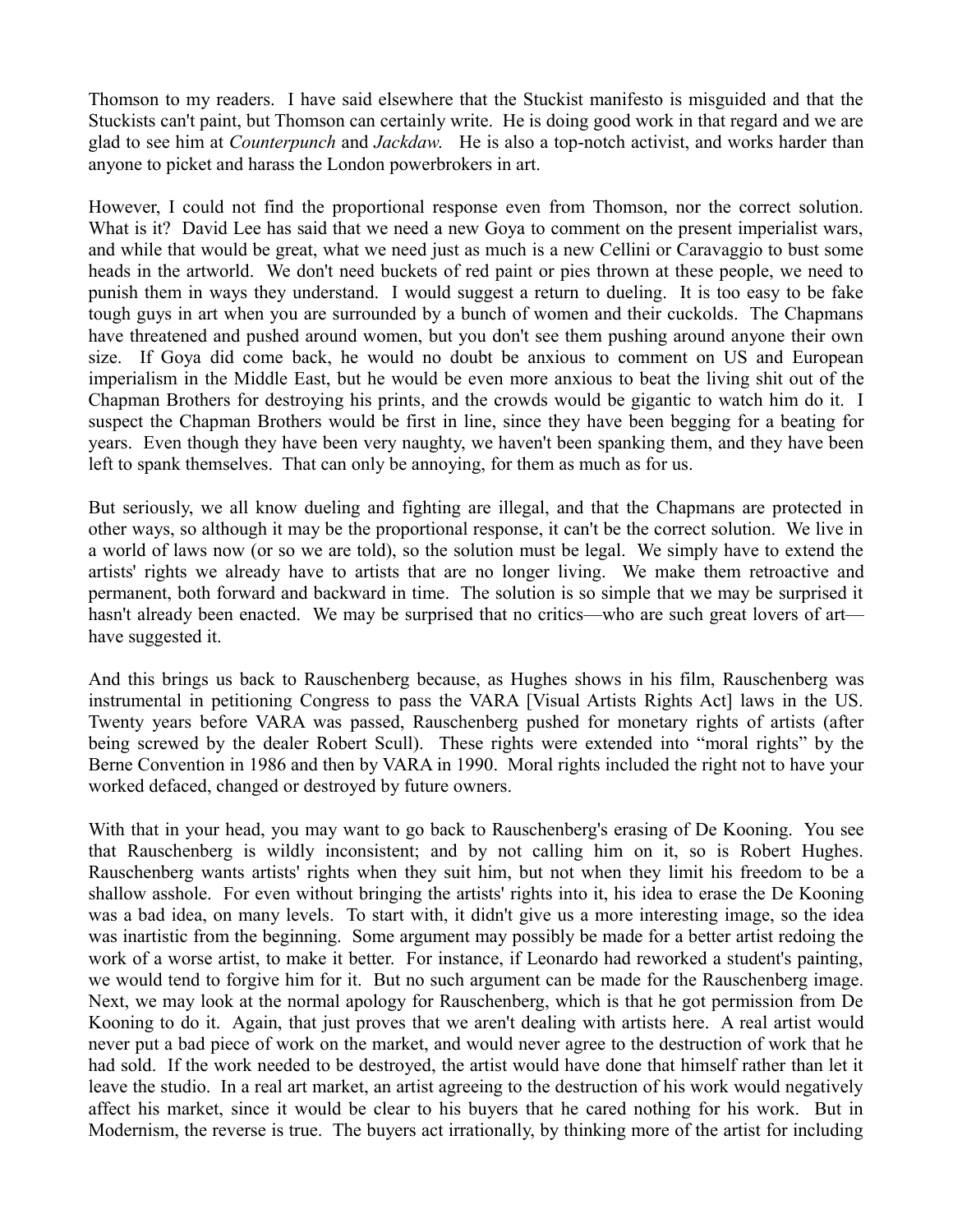Thomson to my readers. I have said elsewhere that the Stuckist manifesto is misguided and that the Stuckists can't paint, but Thomson can certainly write. He is doing good work in that regard and we are glad to see him at *Counterpunch* and *Jackdaw*. He is also a top-notch activist, and works harder than anyone to picket and harass the London powerbrokers in art.

However, I could not find the proportional response even from Thomson, nor the correct solution. What is it? David Lee has said that we need a new Goya to comment on the present imperialist wars, and while that would be great, what we need just as much is a new Cellini or Caravaggio to bust some heads in the artworld. We don't need buckets of red paint or pies thrown at these people, we need to punish them in ways they understand. I would suggest a return to dueling. It is too easy to be fake tough guys in art when you are surrounded by a bunch of women and their cuckolds. The Chapmans have threatened and pushed around women, but you don't see them pushing around anyone their own size. If Goya did come back, he would no doubt be anxious to comment on US and European imperialism in the Middle East, but he would be even more anxious to beat the living shit out of the Chapman Brothers for destroying his prints, and the crowds would be gigantic to watch him do it. I suspect the Chapman Brothers would be first in line, since they have been begging for a beating for years. Even though they have been very naughty, we haven't been spanking them, and they have been left to spank themselves. That can only be annoying, for them as much as for us.

But seriously, we all know dueling and fighting are illegal, and that the Chapmans are protected in other ways, so although it may be the proportional response, it can't be the correct solution. We live in a world of laws now (or so we are told), so the solution must be legal. We simply have to extend the artists' rights we already have to artists that are no longer living. We make them retroactive and permanent, both forward and backward in time. The solution is so simple that we may be surprised it hasn't already been enacted. We may be surprised that no critics—who are such great lovers of art—have suggested it.

And this brings us back to Rauschenberg because, as Hughes shows in his film, Rauschenberg was instrumental in petitioning Congress to pass the VARA [Visual Artists Rights Act] laws in the US. Twenty years before VARA was passed, Rauschenberg pushed for monetary rights of artists (after being screwed by the dealer Robert Scull). These rights were extended into "moral rights" by the Berne Convention in 1986 and then by VARA in 1990. Moral rights included the right not to have your worked defaced, changed or destroyed by future owners.

With that in your head, you may want to go back to Rauschenberg's erasing of De Kooning. You see that Rauschenberg is wildly inconsistent; and by not calling him on it, so is Robert Hughes. Rauschenberg wants artists' rights when they suit him, but not when they limit his freedom to be a shallow asshole. For even without bringing the artists' rights into it, his idea to erase the De Kooning was a bad idea, on many levels. To start with, it didn't give us a more interesting image, so the idea was inartistic from the beginning. Some argument may possibly be made for a better artist redoing the work of a worse artist, to make it better. For instance, if Leonardo had reworked a student's painting, we would tend to forgive him for it. But no such argument can be made for the Rauschenberg image. Next, we may look at the normal apology for Rauschenberg, which is that he got permission from De Kooning to do it. Again, that just proves that we aren't dealing with artists here. A real artist would never put a bad piece of work on the market, and would never agree to the destruction of work that he had sold. If the work needed to be destroyed, the artist would have done that himself rather than let it leave the studio. In a real art market, an artist agreeing to the destruction of his work would negatively affect his market, since it would be clear to his buyers that he cared nothing for his work. But in Modernism, the reverse is true. The buyers act irrationally, by thinking more of the artist for including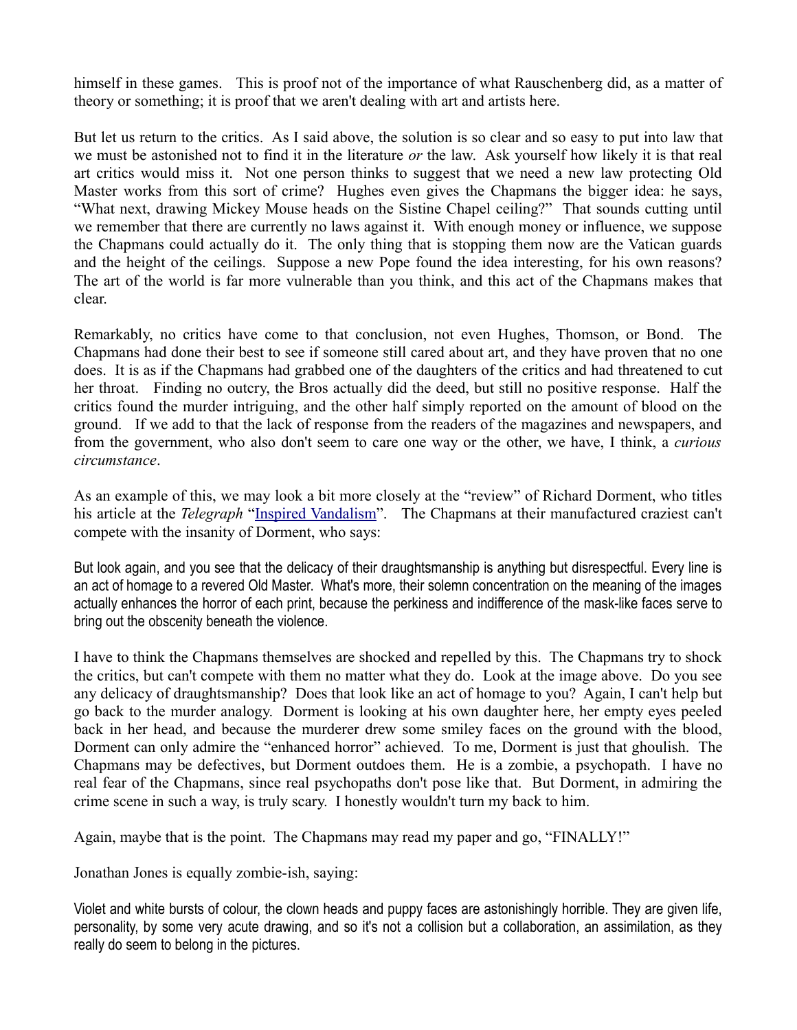himself in these games. This is proof not of the importance of what Rauschenberg did, as a matter of theory or something; it is proof that we aren't dealing with art and artists here.

But let us return to the critics. As I said above, the solution is so clear and so easy to put into law that we must be astonished not to find it in the literature *or* the law. Ask yourself how likely it is that real art critics would miss it. Not one person thinks to suggest that we need a new law protecting Old Master works from this sort of crime? Hughes even gives the Chapmans the bigger idea: he says, "What next, drawing Mickey Mouse heads on the Sistine Chapel ceiling?" That sounds cutting until we remember that there are currently no laws against it. With enough money or influence, we suppose the Chapmans could actually do it. The only thing that is stopping them now are the Vatican guards and the height of the ceilings. Suppose a new Pope found the idea interesting, for his own reasons? The art of the world is far more vulnerable than you think, and this act of the Chapmans makes that clear.

Remarkably, no critics have come to that conclusion, not even Hughes, Thomson, or Bond. The Chapmans had done their best to see if someone still cared about art, and they have proven that no one does. It is as if the Chapmans had grabbed one of the daughters of the critics and had threatened to cut her throat. Finding no outcry, the Bros actually did the deed, but still no positive response. Half the critics found the murder intriguing, and the other half simply reported on the amount of blood on the ground. If we add to that the lack of response from the readers of the magazines and newspapers, and from the government, who also don't seem to care one way or the other, we have, I think, a *curious circumstance*.

As an example of this, we may look a bit more closely at the "review" of Richard Dorment, who titles his article at the *Telegraph* "Inspired Vandalism". The Chapmans at their manufactured craziest can't compete with the insanity of Dorment, who says:

> But look again, and you see that the delicacy of their draughtsmanship is anything but disrespectful. Every line is an act of homage to a revered Old Master. What's more, their solemn concentration on the meaning of the images actually enhances the horror of each print, because the perkiness and indifference of the mask-like faces serve to bring out the obscenity beneath the violence.

I have to think the Chapmans themselves are shocked and repelled by this. The Chapmans try to shock the critics, but can't compete with them no matter what they do. Look at the image above. Do you see any delicacy of draughtsmanship? Does that look like an act of homage to you? Again, I can't help but go back to the murder analogy. Dorment is looking at his own daughter here, her empty eyes peeled back in her head, and because the murderer drew some smiley faces on the ground with the blood, Dorment can only admire the "enhanced horror" achieved. To me, Dorment is just that ghoulish. The Chapmans may be defectives, but Dorment outdoes them. He is a zombie, a psychopath. I have no real fear of the Chapmans, since real psychopaths don't pose like that. But Dorment, in admiring the crime scene in such a way, is truly scary. I honestly wouldn't turn my back to him.

Again, maybe that is the point. The Chapmans may read my paper and go, "FINALLY!"

Jonathan Jones is equally zombie-ish, saying:

> Violet and white bursts of colour, the clown heads and puppy faces are astonishingly horrible. They are given life, personality, by some very acute drawing, and so it's not a collision but a collaboration, an assimilation, as they really do seem to belong in the pictures.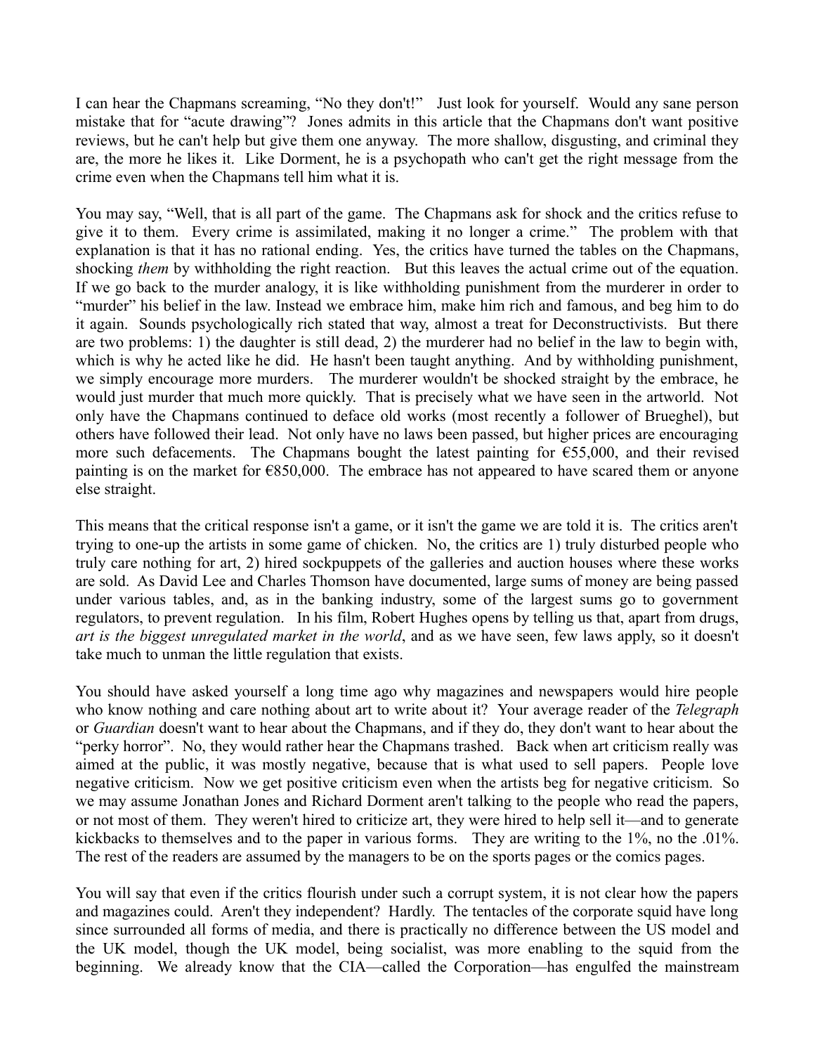I can hear the Chapmans screaming, "No they don't!" Just look for yourself. Would any sane person mistake that for "acute drawing"? Jones admits in this article that the Chapmans don't want positive reviews, but he can't help but give them one anyway. The more shallow, disgusting, and criminal they are, the more he likes it. Like Dorment, he is a psychopath who can't get the right message from the crime even when the Chapmans tell him what it is.

You may say, "Well, that is all part of the game. The Chapmans ask for shock and the critics refuse to give it to them. Every crime is assimilated, making it no longer a crime." The problem with that explanation is that it has no rational ending. Yes, the critics have turned the tables on the Chapmans, shocking *them* by withholding the right reaction. But this leaves the actual crime out of the equation. If we go back to the murder analogy, it is like withholding punishment from the murderer in order to "murder" his belief in the law. Instead we embrace him, make him rich and famous, and beg him to do it again. Sounds psychologically rich stated that way, almost a treat for Deconstructivists. But there are two problems: 1) the daughter is still dead, 2) the murderer had no belief in the law to begin with, which is why he acted like he did. He hasn't been taught anything. And by withholding punishment, we simply encourage more murders. The murderer wouldn't be shocked straight by the embrace, he would just murder that much more quickly. That is precisely what we have seen in the artworld. Not only have the Chapmans continued to deface old works (most recently a follower of Brueghel), but others have followed their lead. Not only have no laws been passed, but higher prices are encouraging more such defacements. The Chapmans bought the latest painting for €55,000, and their revised painting is on the market for €850,000. The embrace has not appeared to have scared them or anyone else straight.

This means that the critical response isn't a game, or it isn't the game we are told it is. The critics aren't trying to one-up the artists in some game of chicken. No, the critics are 1) truly disturbed people who truly care nothing for art, 2) hired sockpuppets of the galleries and auction houses where these works are sold. As David Lee and Charles Thomson have documented, large sums of money are being passed under various tables, and, as in the banking industry, some of the largest sums go to government regulators, to prevent regulation. In his film, Robert Hughes opens by telling us that, apart from drugs, *art is the biggest unregulated market in the world*, and as we have seen, few laws apply, so it doesn't take much to unman the little regulation that exists.

You should have asked yourself a long time ago why magazines and newspapers would hire people who know nothing and care nothing about art to write about it? Your average reader of the *Telegraph* or *Guardian* doesn't want to hear about the Chapmans, and if they do, they don't want to hear about the "perky horror". No, they would rather hear the Chapmans trashed. Back when art criticism really was aimed at the public, it was mostly negative, because that is what used to sell papers. People love negative criticism. Now we get positive criticism even when the artists beg for negative criticism. So we may assume Jonathan Jones and Richard Dorment aren't talking to the people who read the papers, or not most of them. They weren't hired to criticize art, they were hired to help sell it—and to generate kickbacks to themselves and to the paper in various forms. They are writing to the 1%, no the .01%. The rest of the readers are assumed by the managers to be on the sports pages or the comics pages.

You will say that even if the critics flourish under such a corrupt system, it is not clear how the papers and magazines could. Aren't they independent? Hardly. The tentacles of the corporate squid have long since surrounded all forms of media, and there is practically no difference between the US model and the UK model, though the UK model, being socialist, was more enabling to the squid from the beginning. We already know that the CIA—called the Corporation—has engulfed the mainstream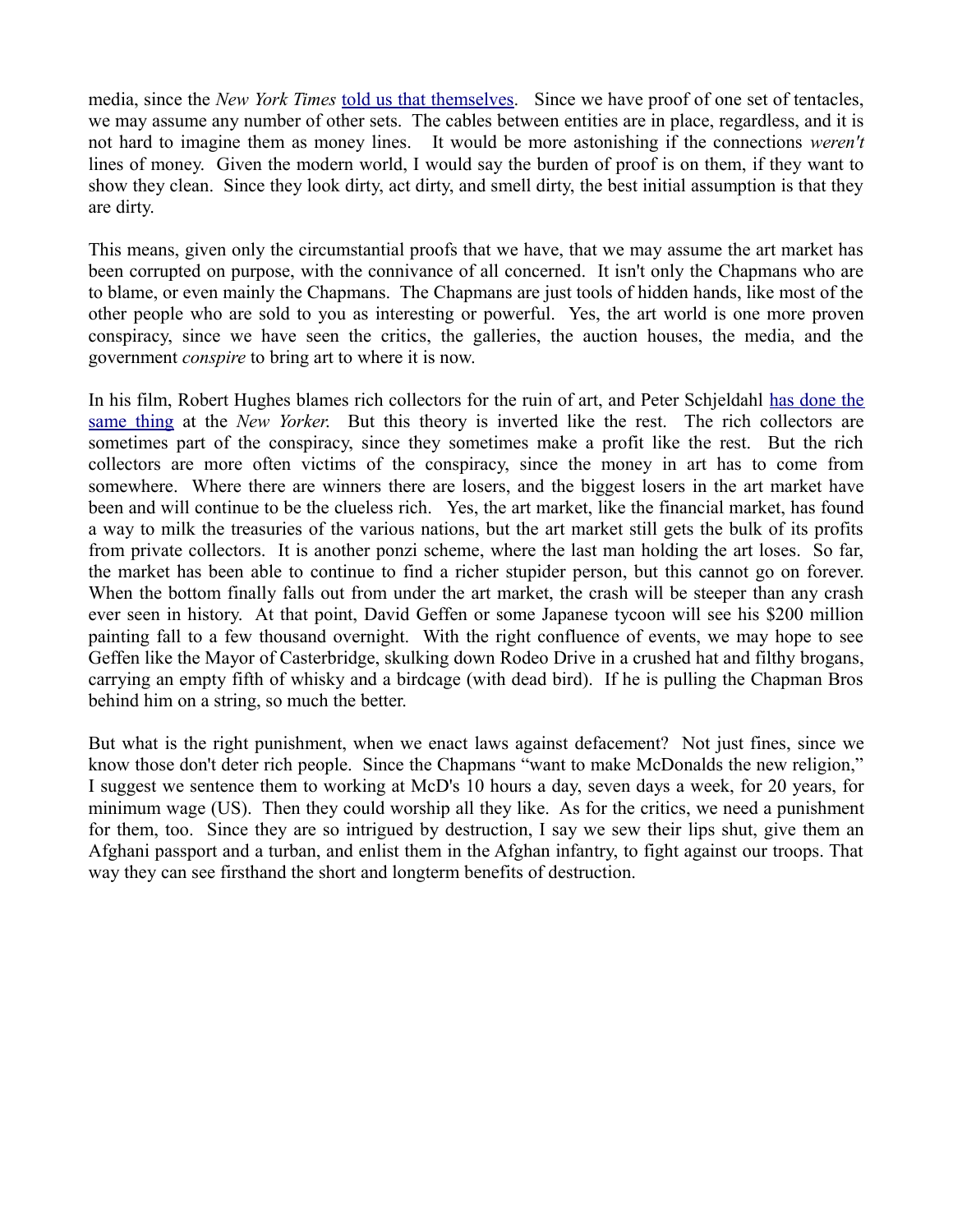media, since the *New York Times* [told us that themselves](). Since we have proof of one set of tentacles, we may assume any number of other sets. The cables between entities are in place, regardless, and it is not hard to imagine them as money lines. It would be more astonishing if the connections *weren't* lines of money. Given the modern world, I would say the burden of proof is on them, if they want to show they clean. Since they look dirty, act dirty, and smell dirty, the best initial assumption is that they are dirty.

This means, given only the circumstantial proofs that we have, that we may assume the art market has been corrupted on purpose, with the connivance of all concerned. It isn't only the Chapmans who are to blame, or even mainly the Chapmans. The Chapmans are just tools of hidden hands, like most of the other people who are sold to you as interesting or powerful. Yes, the art world is one more proven conspiracy, since we have seen the critics, the galleries, the auction houses, the media, and the government *conspire* to bring art to where it is now.

In his film, Robert Hughes blames rich collectors for the ruin of art, and Peter Schjeldahl [has done the same thing]() at the *New Yorker.* But this theory is inverted like the rest. The rich collectors are sometimes part of the conspiracy, since they sometimes make a profit like the rest. But the rich collectors are more often victims of the conspiracy, since the money in art has to come from somewhere. Where there are winners there are losers, and the biggest losers in the art market have been and will continue to be the clueless rich. Yes, the art market, like the financial market, has found a way to milk the treasuries of the various nations, but the art market still gets the bulk of its profits from private collectors. It is another ponzi scheme, where the last man holding the art loses. So far, the market has been able to continue to find a richer stupider person, but this cannot go on forever. When the bottom finally falls out from under the art market, the crash will be steeper than any crash ever seen in history. At that point, David Geffen or some Japanese tycoon will see his $200 million painting fall to a few thousand overnight. With the right confluence of events, we may hope to see Geffen like the Mayor of Casterbridge, skulking down Rodeo Drive in a crushed hat and filthy brogans, carrying an empty fifth of whisky and a birdcage (with dead bird). If he is pulling the Chapman Bros behind him on a string, so much the better.

But what is the right punishment, when we enact laws against defacement? Not just fines, since we know those don't deter rich people. Since the Chapmans "want to make McDonalds the new religion," I suggest we sentence them to working at McD's 10 hours a day, seven days a week, for 20 years, for minimum wage (US). Then they could worship all they like. As for the critics, we need a punishment for them, too. Since they are so intrigued by destruction, I say we sew their lips shut, give them an Afghani passport and a turban, and enlist them in the Afghan infantry, to fight against our troops. That way they can see firsthand the short and longterm benefits of destruction.